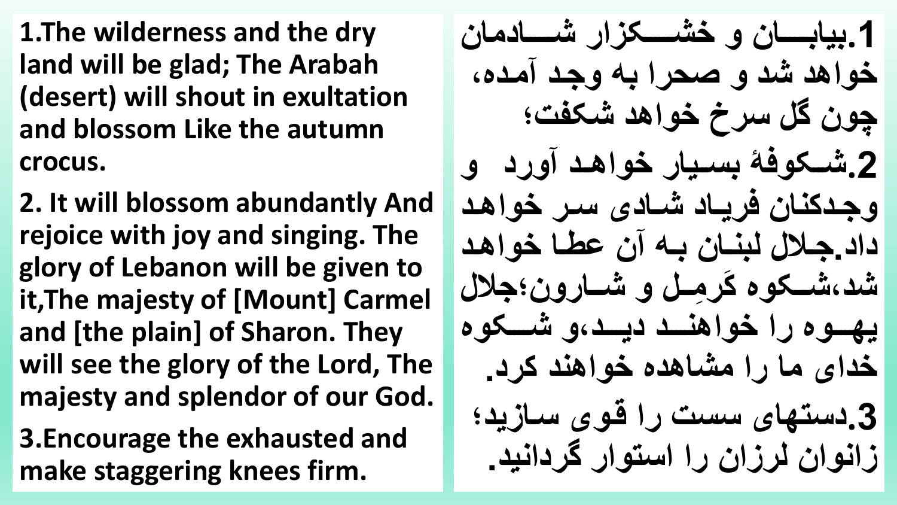1.The wilderness and the dry land will be glad; The Arabah (desert) will shout in exultation and blossom Like the autumn crocus.

2. It will blossom abundantly And rejoice with joy and singing. The glory of Lebanon will be given to it,The majesty of [Mount] Carmel and [the plain] of Sharon. They will see the glory of the Lord, The majesty and splendor of our God.

3.Encourage the exhausted and make staggering knees firm.

1.بیابـــان و خشـــکزار شـــادمان خواهد شد و صحرا به وجد آمده، چون گل سرخ خواهد شکفت؛

2.شـکوفۀ بسـیار خواهـد آورد و وجدکنان فریاد شادی سر خواهد داد.جلال لبنان به آن عطا خواهد شد،شکوه کَرمِل و شارون؛جلال یهوه را خواهند دید،و شکوه خدای ما را مشاهده خواهند کرد.

3.دستهای سست را قوی سازید؛ زانوان لرزان را استوار گردانید.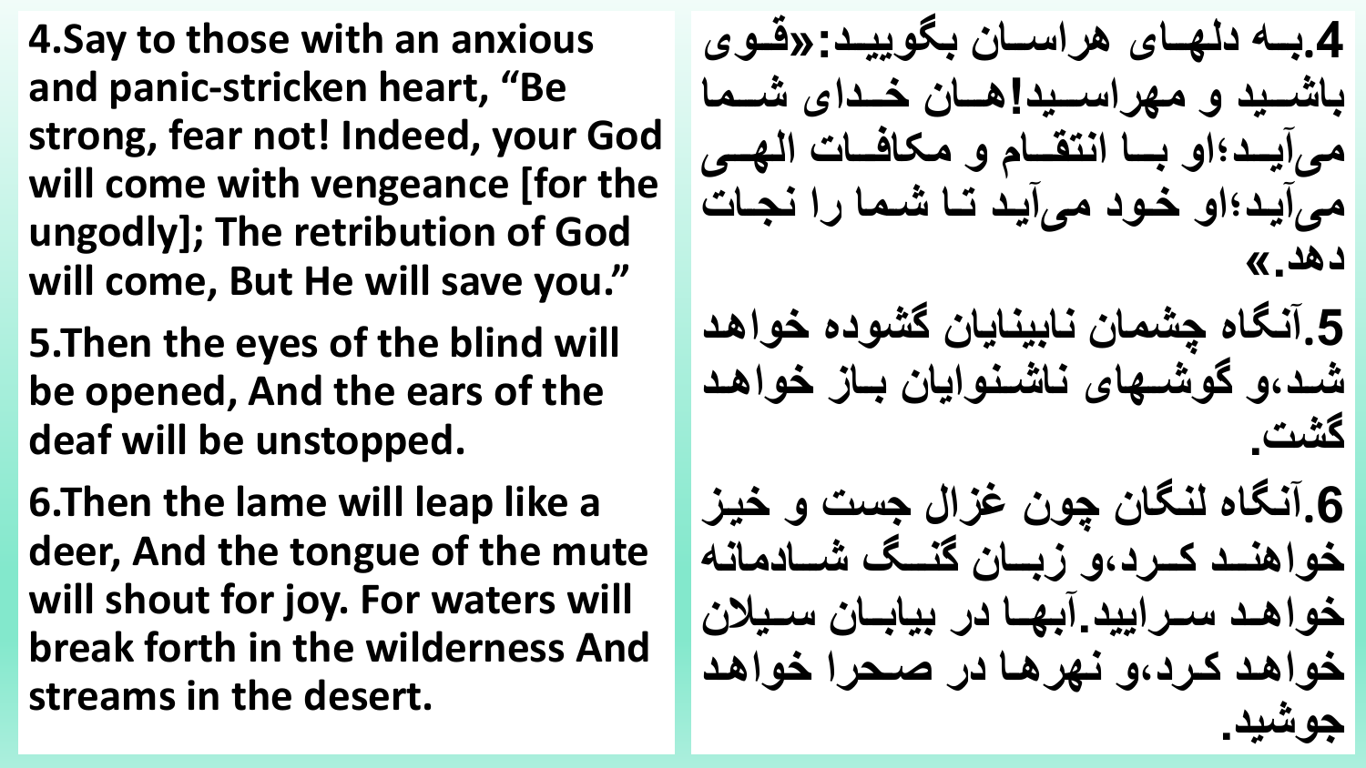4.Say to those with an anxious and panic-stricken heart, “Be strong, fear not! Indeed, your God will come with vengeance [for the ungodly]; The retribution of God will come, But He will save you.”

5.Then the eyes of the blind will be opened, And the ears of the deaf will be unstopped.

6.Then the lame will leap like a deer, And the tongue of the mute will shout for joy. For waters will break forth in the wilderness And streams in the desert.

4.به دلهای هراسان بگویید:«قوی باشید و مهراسید!هان خدای شما می‌آید؛او با انتقام و مکافات الهی می‌آید؛او خود می‌آید تا شما را نجات دهد.»

5.آنگاه چشمان نابینایان گشوده خواهد شد،و گوشهای ناشنوایان باز خواهد گشت.

6.آنگاه لنگان چون غزال جست و خیز خواهند کرد،و زبان گنگ شادمانه خواهد سرایید.آبها در بیابان سیلان خواهد کرد،و نهرها در صحرا خواهد جوشید.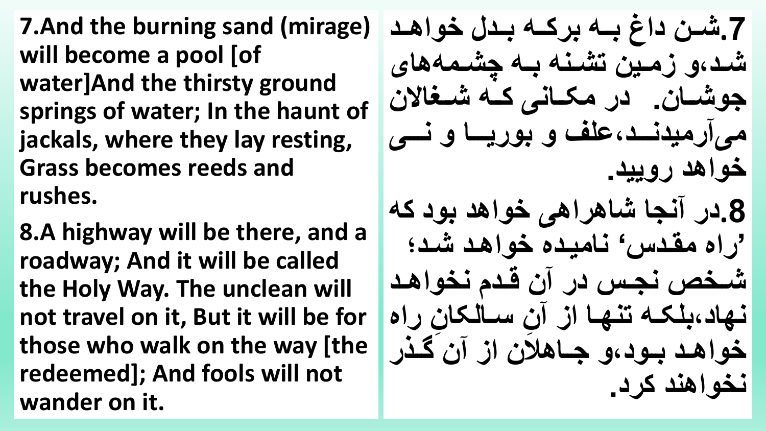**7.And the burning sand (mirage) will become a pool [of water]And the thirsty ground springs of water; In the haunt of jackals, where they lay resting, Grass becomes reeds and rushes.**

**8.A highway will be there, and a roadway; And it will be called the Holy Way. The unclean will not travel on it, But it will be for those who walk on the way [the redeemed]; And fools will not wander on it.**

**7.شن داغ به برکه بدل خواهد شد،و زمین تشنه به چشمه‌های جوشان. در مکانی که شغالان می‌آرمیدند،علف و بوریا و نی خواهد رویید.**

**8.در آنجا شاهراهی خواهد بود که ’راه مقدس‘ نامیده خواهد شد؛ شخص نجس در آن قدم نخواهد نهاد،بلکه تنها از آنِ سالکانِ راه خواهد بود،و جاهلان از آن گذر نخواهند کرد.**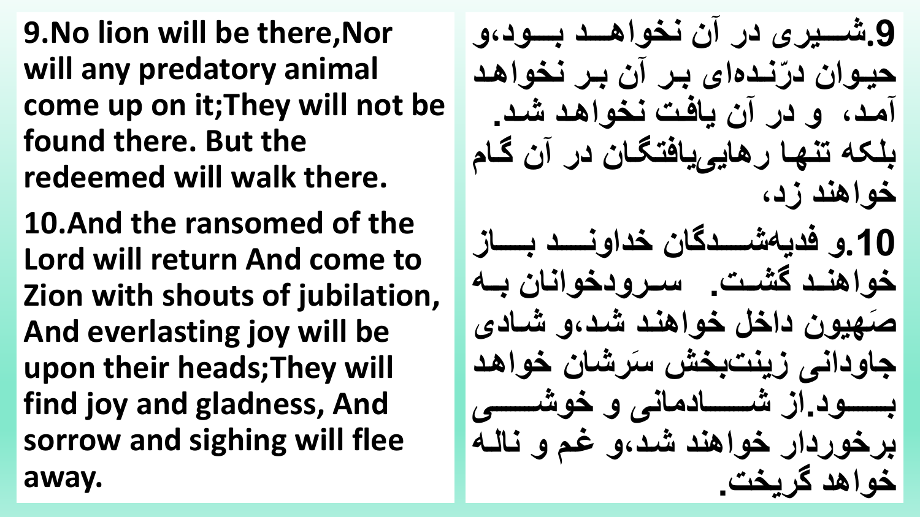9.No lion will be there,Nor will any predatory animal come up on it;They will not be found there. But the redeemed will walk there.

10.And the ransomed of the Lord will return And come to Zion with shouts of jubilation, And everlasting joy will be upon their heads;They will find joy and gladness, And sorrow and sighing will flee away.

9.شیری در آن نخواهد بود،و حیوان درّنده‌ای بر آن بر نخواهد آمد، و در آن یافت نخواهد شد. بلکه تنها رهایی‌یافتگان در آن گام خواهند زد،

10.و فدیه‌شدگان خداوند باز خواهند گشت. سرودخوانان به صَهیون داخل خواهند شد،و شادی جاودانی زینت‌بخش سَرشان خواهد بود.از شادمانی و خوشی برخوردار خواهند شد،و غم و ناله خواهد گریخت.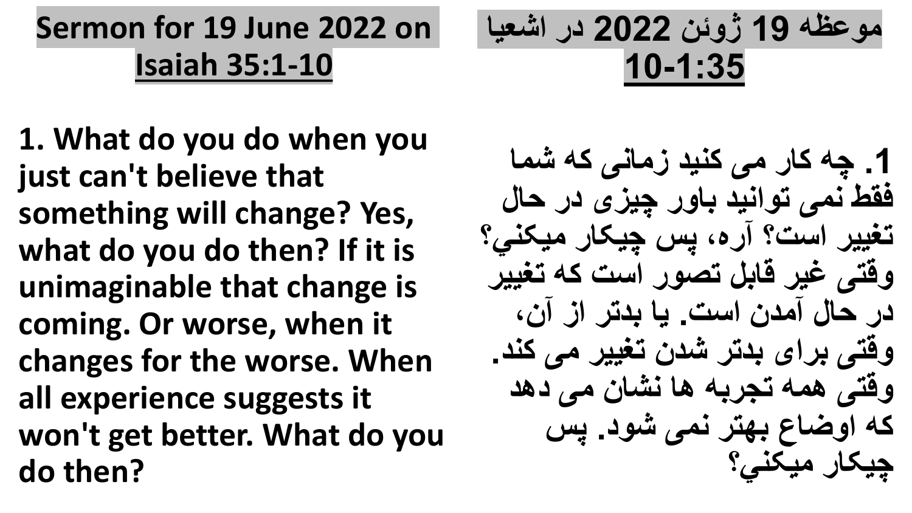## Sermon for 19 June 2022 on Isaiah 35:1-10

1. What do you do when you just can't believe that something will change? Yes, what do you do then? If it is unimaginable that change is coming. Or worse, when it changes for the worse. When all experience suggests it won't get better. What do you do then?

## موعظه 19 ژوئن 2022 در اشعیا 35:1-10

1. چه کار می کنید زمانی که شما فقط نمی توانید باور چیزی در حال تغییر است؟ آره، پس چیکار میکني؟ وقتی غیر قابل تصور است که تغییر در حال آمدن است. یا بدتر از آن، وقتی برای بدتر شدن تغییر می کند. وقتی همه تجربه ها نشان می دهد که اوضاع بهتر نمی شود. پس چیکار میکني؟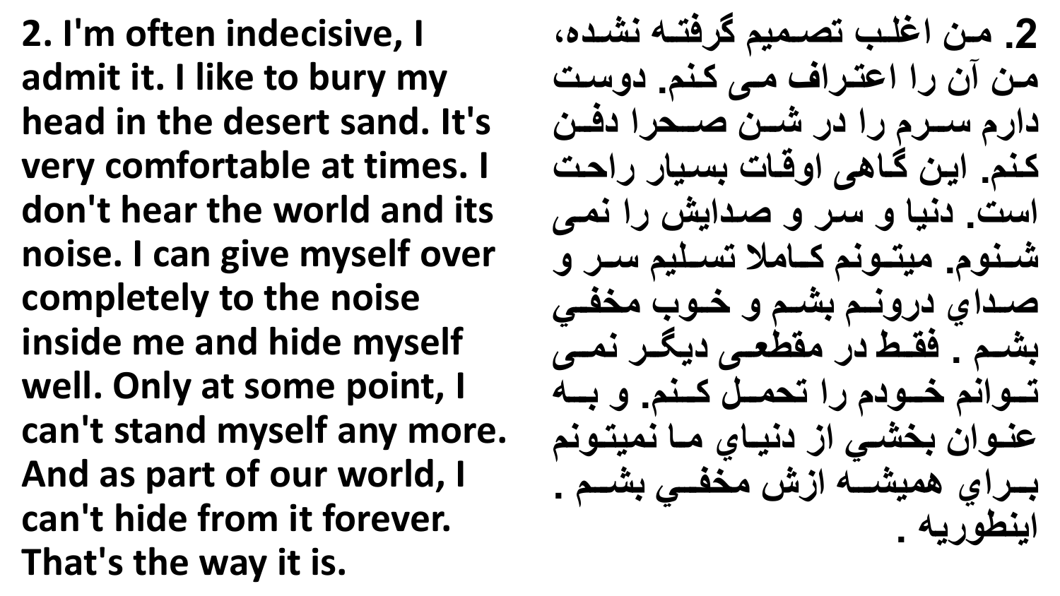**2. I'm often indecisive, I admit it. I like to bury my head in the desert sand. It's very comfortable at times. I don't hear the world and its noise. I can give myself over completely to the noise inside me and hide myself well. Only at some point, I can't stand myself any more. And as part of our world, I can't hide from it forever. That's the way it is.**

**2. من اغلب تصمیم گرفته نشده، من آن را اعتراف می کنم. دوست دارم سرم را در شن صحرا دفن کنم. این گاهی اوقات بسیار راحت است. دنیا و سر و صدایش را نمی شنوم. میتونم کاملا تسلیم سر و صداي درونم بشم و خوب مخفي بشم . فقط در مقطعی دیگر نمی توانم خودم را تحمل کنم. و به عنوان بخشي از دنیاي ما نمیتونم براي همیشه ازش مخفي بشم . اینطوریه .**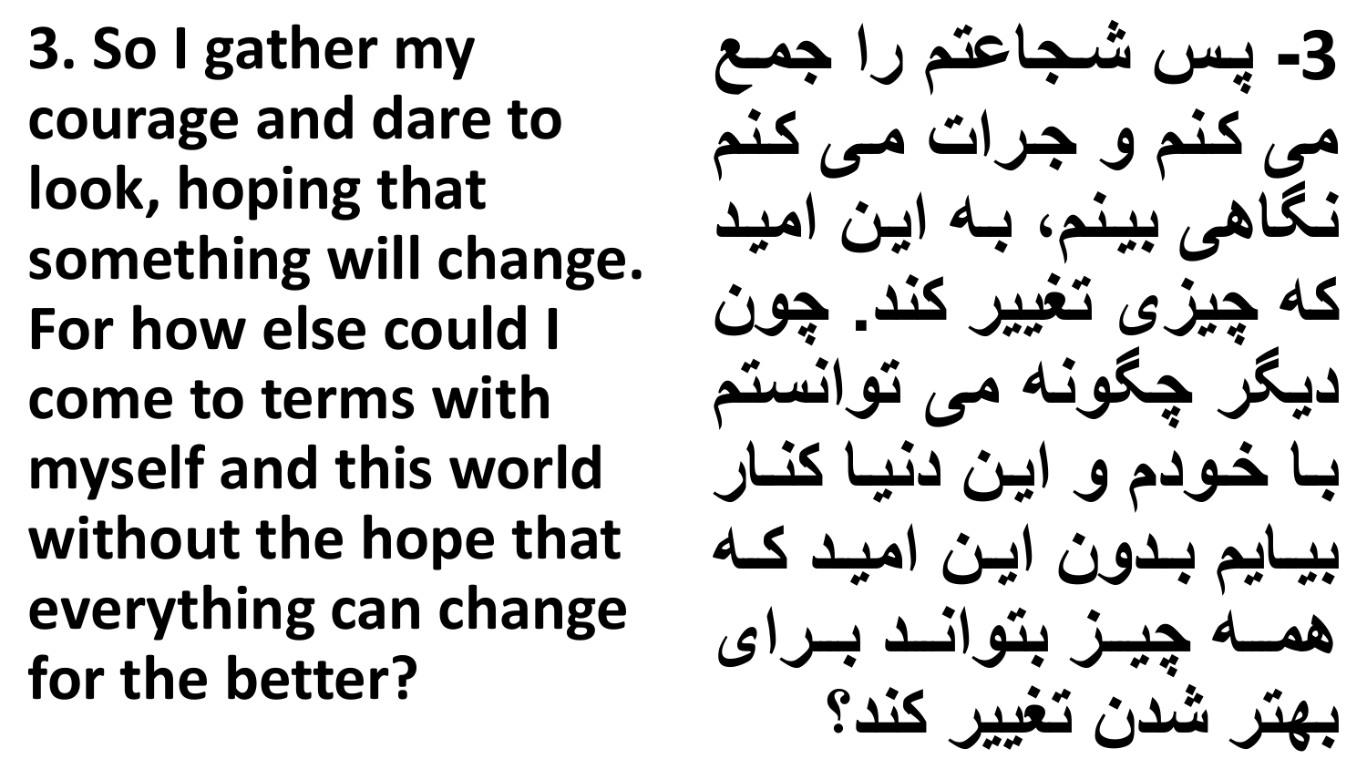**3. So I gather my courage and dare to look, hoping that something will change. For how else could I come to terms with myself and this world without the hope that everything can change for the better?**

**3- پس شجاعتم را جمع می کنم و جرات می کنم نگاهی بینم، به این امید که چیزی تغییر کند. چون دیگر چگونه می توانستم با خودم و این دنیا کنار بیایم بدون این امید که همه چیز بتواند برای بهتر شدن تغییر کند؟**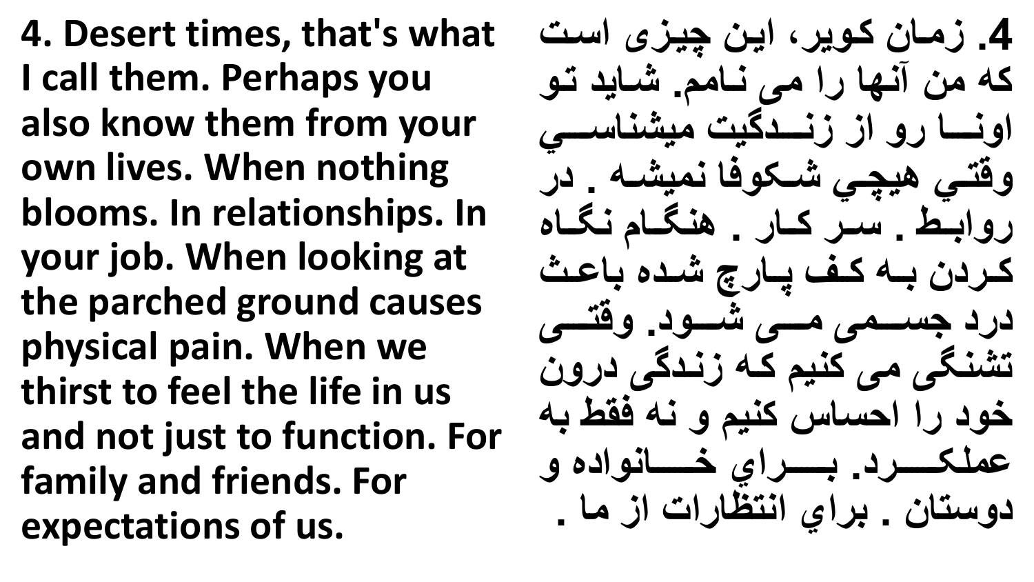**4. Desert times, that's what I call them. Perhaps you also know them from your own lives. When nothing blooms. In relationships. In your job. When looking at the parched ground causes physical pain. When we thirst to feel the life in us and not just to function. For family and friends. For expectations of us.**

**4. زمان کویر، این چیزی است که من آنها را می نامم. شاید تو اونا رو از زندگیت میشناسي وقتي هيچي شکوفا نميشه . در روابط . سر کار . هنگام نگاه کردن به کف پارچ شده باعث درد جسمی می شود. وقتی تشنگی می کنیم که زندگی درون خود را احساس کنیم و نه فقط به عملکرد. براي خانواده و دوستان . براي انتظارات از ما .**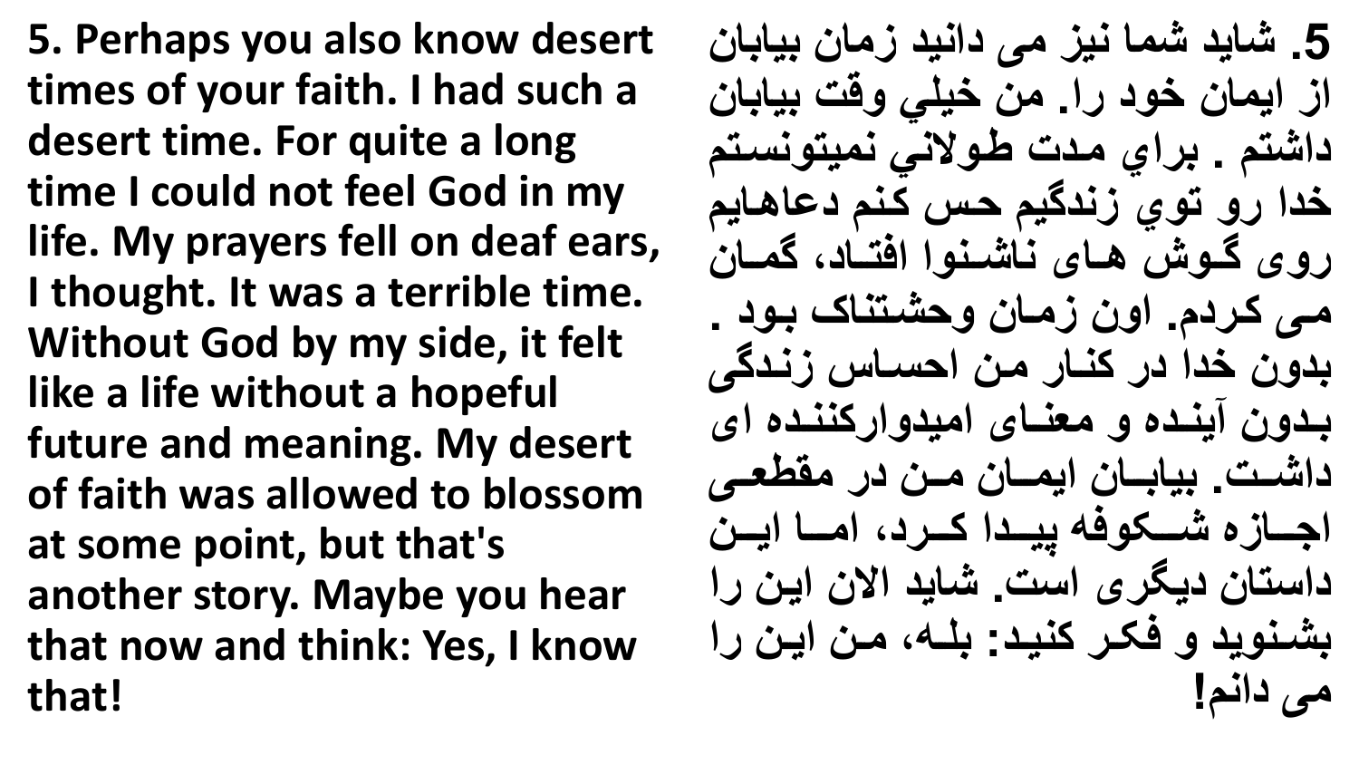**5. Perhaps you also know desert times of your faith. I had such a desert time. For quite a long time I could not feel God in my life. My prayers fell on deaf ears, I thought. It was a terrible time. Without God by my side, it felt like a life without a hopeful future and meaning. My desert of faith was allowed to blossom at some point, but that's another story. Maybe you hear that now and think: Yes, I know that!**

**5. شاید شما نیز می دانید زمان بیابان از ایمان خود را. من خيلي وقت بیابان داشتم . براي مدت طولاني نميتونستم خدا رو توي زندگيم حس کنم دعاهایم روی گوش های ناشنوا افتاد، گمان می کردم. اون زمان وحشتناک بود . بدون خدا در کنار من احساس زندگی بدون آینده و معنای امیدوارکننده ای داشت. بیابان ایمان من در مقطعی اجازه شکوفه پیدا کرد، اما این داستان دیگری است. شاید الان این را بشنوید و فکر کنید: بله، من این را می دانم!**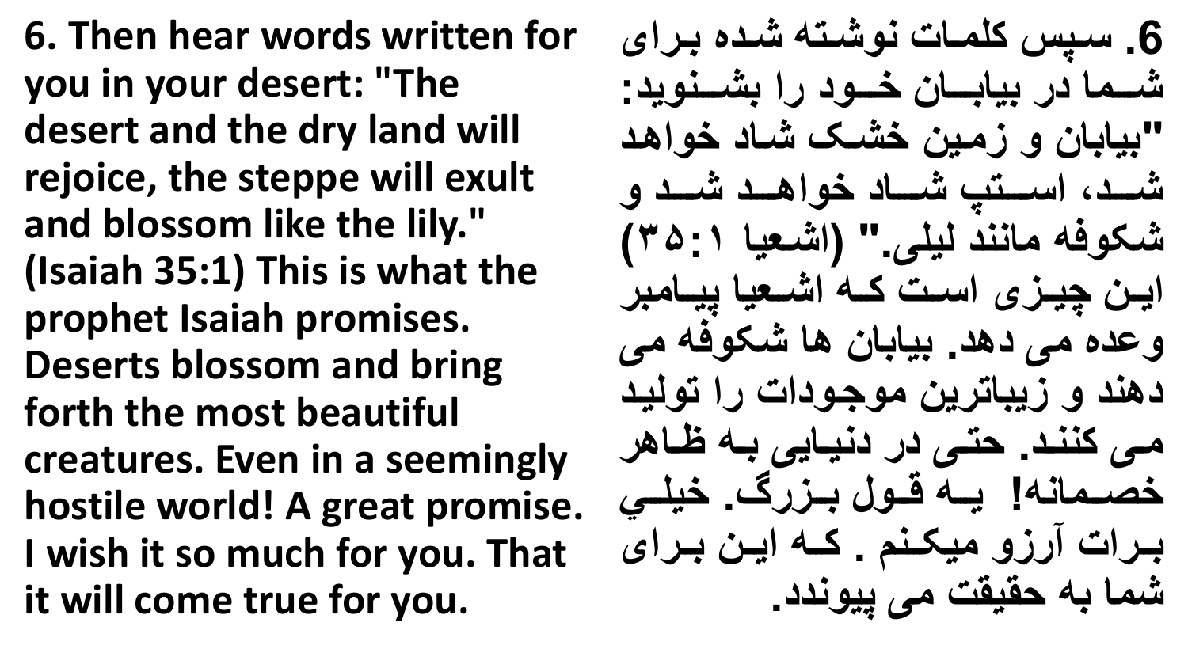6. Then hear words written for you in your desert: "The desert and the dry land will rejoice, the steppe will exult and blossom like the lily." (Isaiah 35:1) This is what the prophet Isaiah promises. Deserts blossom and bring forth the most beautiful creatures. Even in a seemingly hostile world! A great promise. I wish it so much for you. That it will come true for you.

6. سپس کلمات نوشته شده برای شما در بیابان خود را بشنوید: "بیابان و زمین خشک شاد خواهد شد، استپ شاد خواهد شد و شکوفه مانند لیلی." (اشعیا ۱:۳۵) این چیزی است که اشعیا پیامبر وعده می دهد. بیابان ها شکوفه می دهند و زیباترین موجودات را تولید می کنند. حتی در دنیایی به ظاهر خصمانه! یه قول بزرگ. خیلي برات آرزو میکنم . که این برای شما به حقیقت می پیوندد.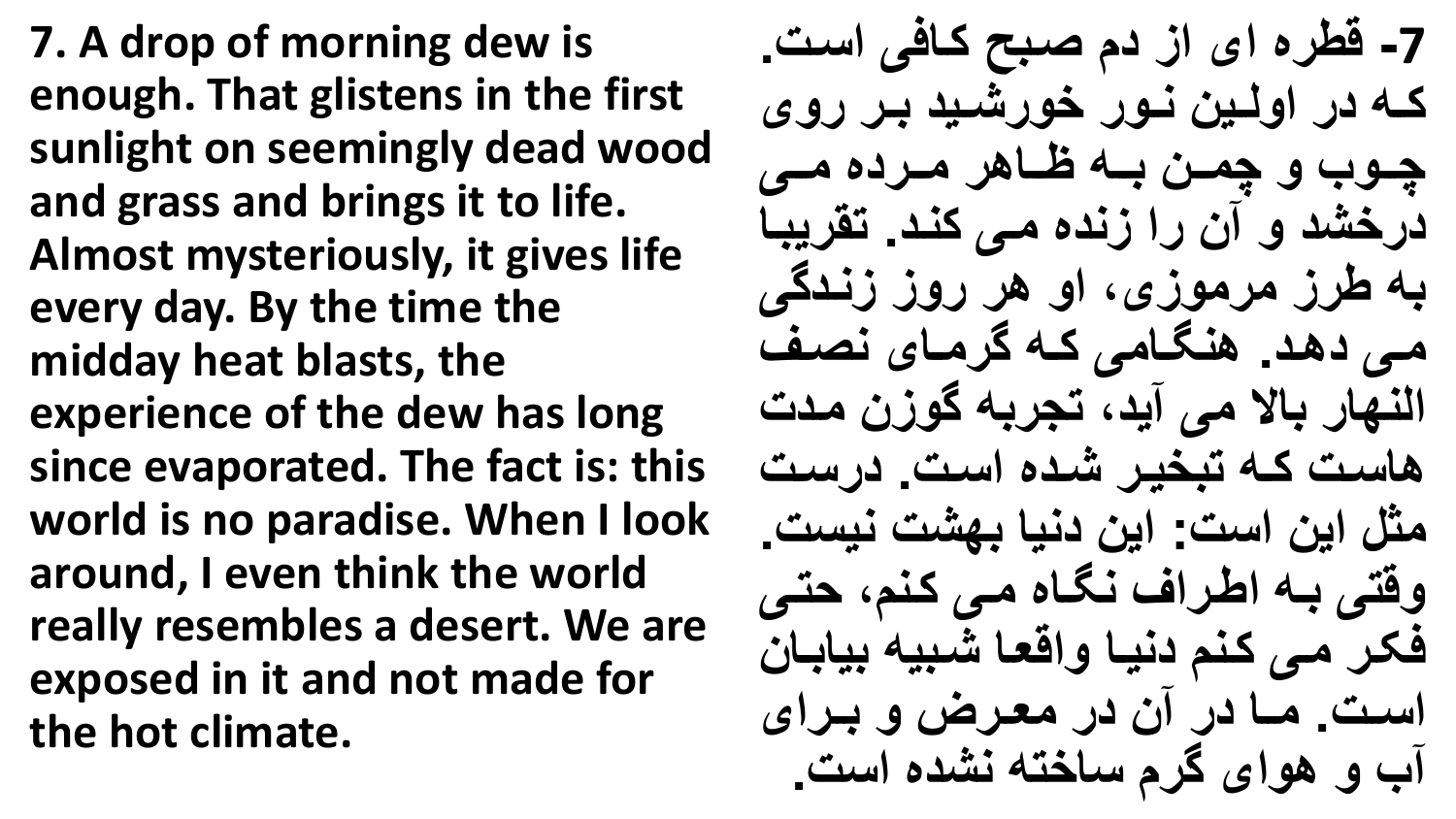7. A drop of morning dew is enough. That glistens in the first sunlight on seemingly dead wood and grass and brings it to life. Almost mysteriously, it gives life every day. By the time the midday heat blasts, the experience of the dew has long since evaporated. The fact is: this world is no paradise. When I look around, I even think the world really resembles a desert. We are exposed in it and not made for the hot climate.

7- قطره ای از دم صبح کافی است. که در اولین نور خورشید بر روی چوب و چمن به ظاهر مرده می درخشد و آن را زنده می کند. تقریبا به طرز مرموزی، او هر روز زندگی می دهد. هنگامی که گرمای نصف النهار بالا می آید، تجربه گوزن مدت هاست که تبخیر شده است. درست مثل این است: این دنیا بهشت نیست. وقتی به اطراف نگاه می کنم، حتی فکر می کنم دنیا واقعا شبیه بیابان است. ما در آن در معرض و برای آب و هوای گرم ساخته نشده است.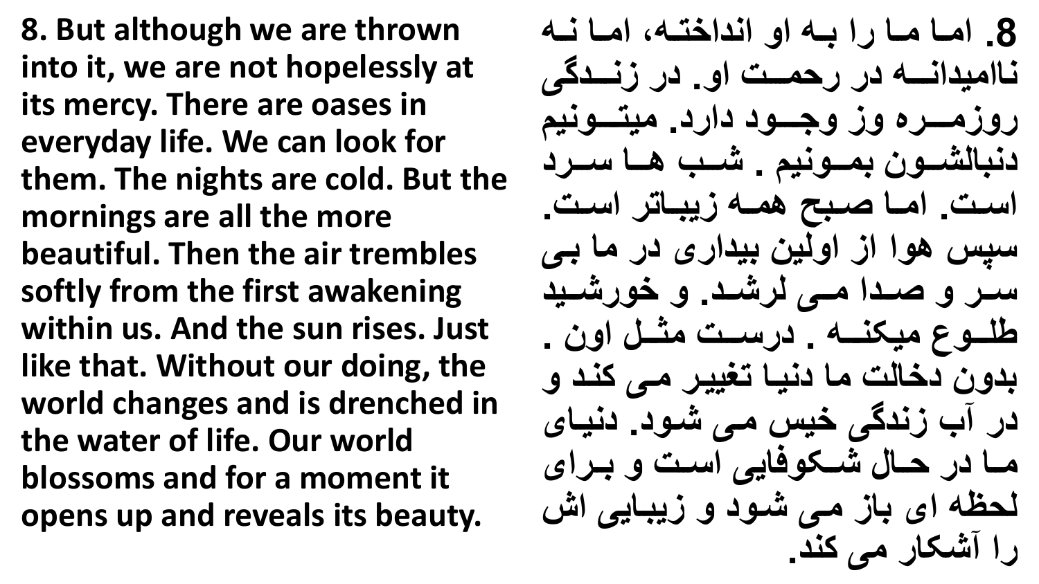**8. But although we are thrown into it, we are not hopelessly at its mercy. There are oases in everyday life. We can look for them. The nights are cold. But the mornings are all the more beautiful. Then the air trembles softly from the first awakening within us. And the sun rises. Just like that. Without our doing, the world changes and is drenched in the water of life. Our world blossoms and for a moment it opens up and reveals its beauty.**

**8. اما ما را به او انداخته، اما نه ناامیدانه در رحمت او. در زندگی روزمره وز وجود دارد. میتونیم دنبالشون بمونیم . شب ها سرد است. اما صبح همه زیباتر است. سپس هوا از اولین بیداری در ما بی سر و صدا می لرشد. و خورشید طلوع میکنه . درست مثل اون . بدون دخالت ما دنیا تغییر می کند و در آب زندگی خیس می شود. دنیای ما در حال شکوفایی است و برای لحظه ای باز می شود و زیبایی اش را آشکار می کند.**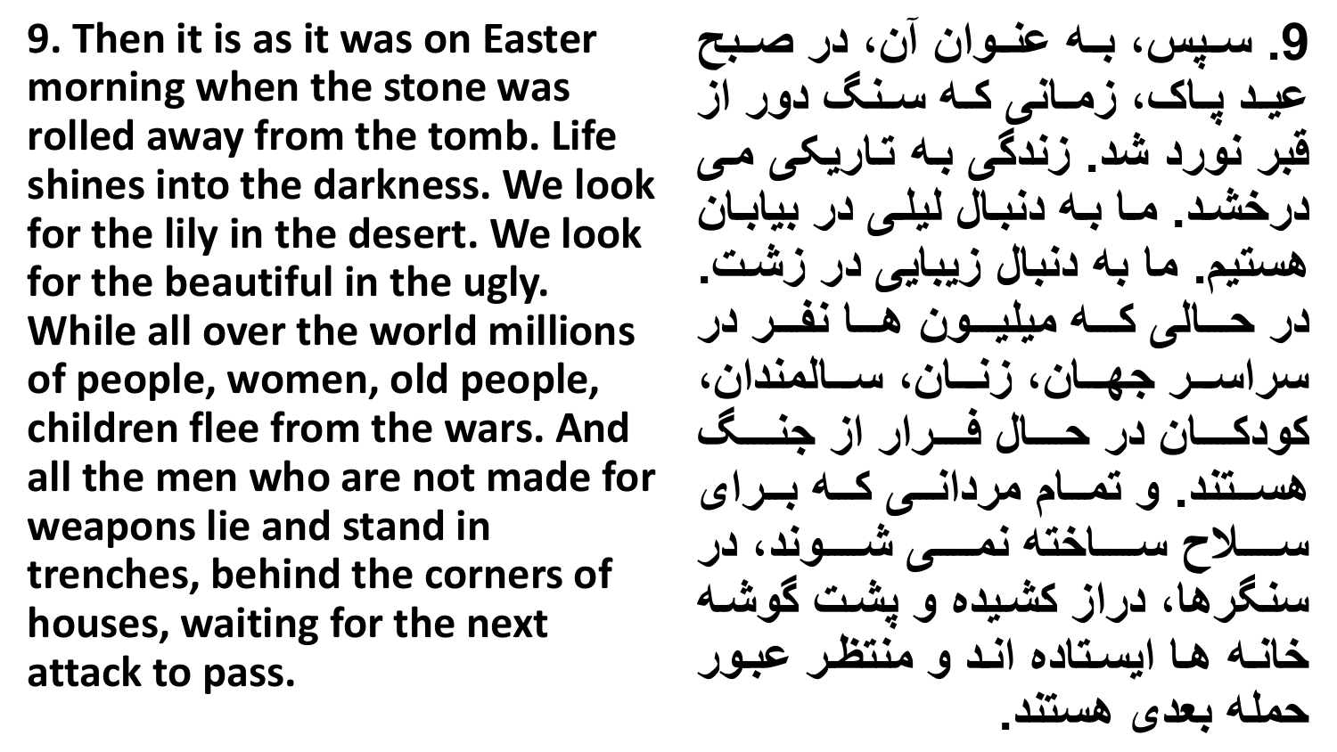**9. Then it is as it was on Easter morning when the stone was rolled away from the tomb. Life shines into the darkness. We look for the lily in the desert. We look for the beautiful in the ugly. While all over the world millions of people, women, old people, children flee from the wars. And all the men who are not made for weapons lie and stand in trenches, behind the corners of houses, waiting for the next attack to pass.**

**9. سپس، به عنوان آن، در صبح عید پاک، زمانی که سنگ دور از قبر نورد شد. زندگی به تاریکی می درخشد. ما به دنبال لیلی در بیابان هستیم. ما به دنبال زیبایی در زشت. در حالی که میلیون ها نفر در سراسر جهان، زنان، سالمندان، کودکان در حال فرار از جنگ هستند. و تمام مردانی که برای سلاح ساخته نمی شوند، در سنگرها، دراز کشیده و پشت گوشه خانه ها ایستاده اند و منتظر عبور حمله بعدی هستند.**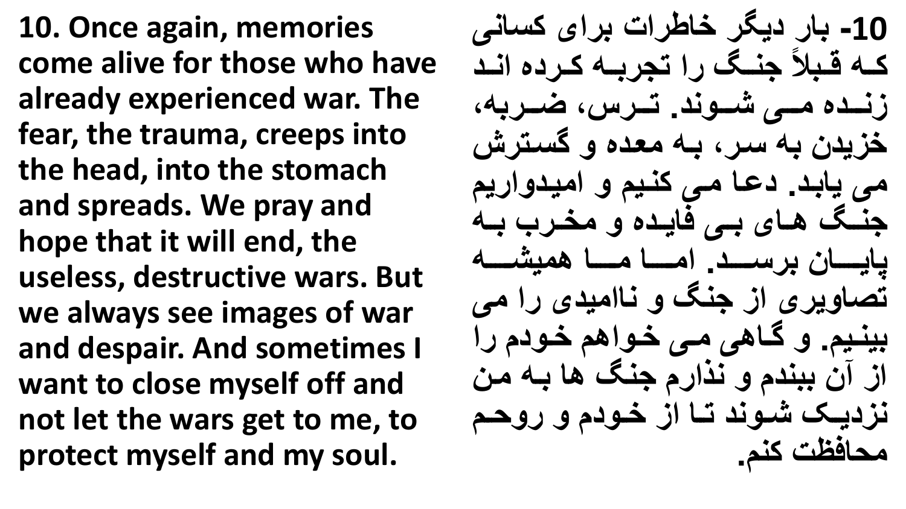**10. Once again, memories come alive for those who have already experienced war. The fear, the trauma, creeps into the head, into the stomach and spreads. We pray and hope that it will end, the useless, destructive wars. But we always see images of war and despair. And sometimes I want to close myself off and not let the wars get to me, to protect myself and my soul.**

**10- بار دیگر خاطرات برای کسانی که قبلاً جنگ را تجربه کرده اند زنده می شوند. ترس، ضربه، خزیدن به سر، به معده و گسترش می یابد. دعا می کنیم و امیدواریم جنگ های بی فایده و مخرب به پایان برسد. اما ما همیشه تصاویری از جنگ و ناامیدی را می بینیم. و گاهی می خواهم خودم را از آن ببندم و نذارم جنگ ها به من نزدیک شوند تا از خودم و روحم محافظت کنم.**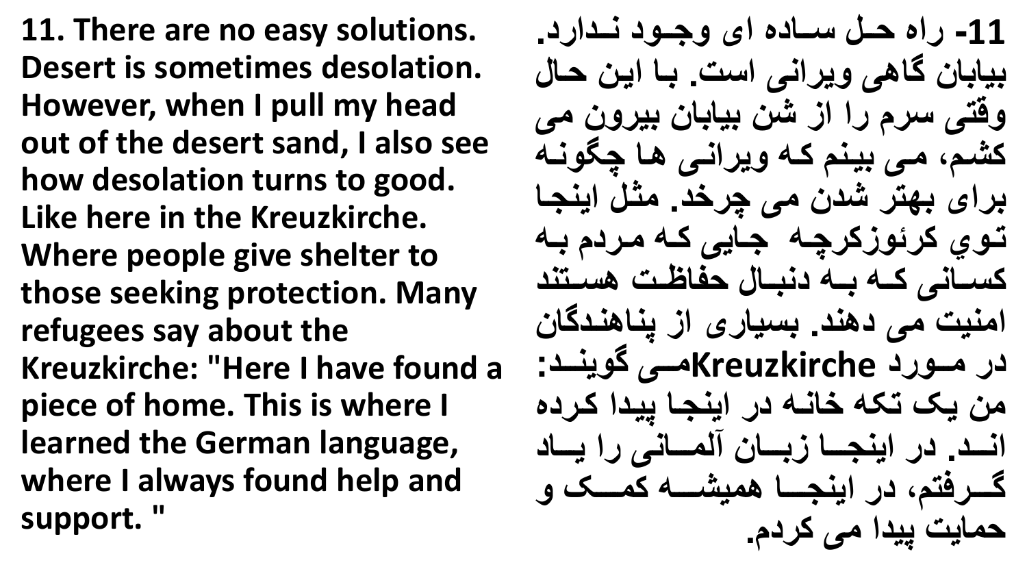**11. There are no easy solutions. Desert is sometimes desolation. However, when I pull my head out of the desert sand, I also see how desolation turns to good. Like here in the Kreuzkirche. Where people give shelter to those seeking protection. Many refugees say about the Kreuzkirche: "Here I have found a piece of home. This is where I learned the German language, where I always found help and support. "**

**11- راه حل ساده ای وجود ندارد. بیابان گاهی ویرانی است. با این حال وقتی سرم را از شن بیابان بیرون می کشم، می بینم که ویرانی ها چگونه برای بهتر شدن می چرخد. مثل اینجا توي كرئوزكرچه جایی که مردم به کسانی که به دنبال حفاظت هستند امنیت می دهند. بسیاری از پناهندگان در مورد Kreuzkircheمی گویند: من یک تکه خانه در اینجا پیدا کرده اند. در اینجا زبان آلمانی را یاد گرفتم، در اینجا همیشه کمک و حمایت پیدا می کردم.**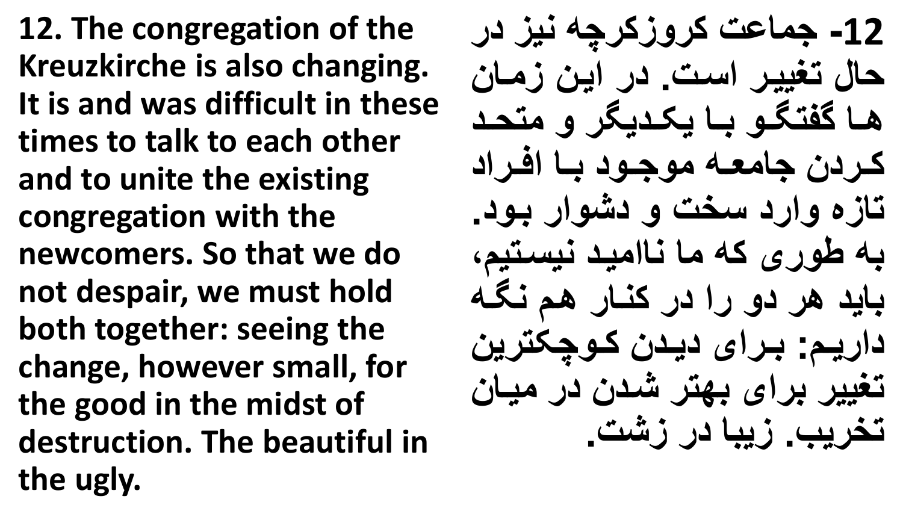**12. The congregation of the Kreuzkirche is also changing. It is and was difficult in these times to talk to each other and to unite the existing congregation with the newcomers. So that we do not despair, we must hold both together: seeing the change, however small, for the good in the midst of destruction. The beautiful in the ugly.**

**12- جماعت کروزکرچه نیز در حال تغییر است. در این زمان ها گفتگو با یکدیگر و متحد کردن جامعه موجود با افراد تازه وارد سخت و دشوار بود. به طوری که ما ناامید نیستیم، باید هر دو را در کنار هم نگه داریم: برای دیدن کوچکترین تغییر برای بهتر شدن در میان تخریب. زیبا در زشت.**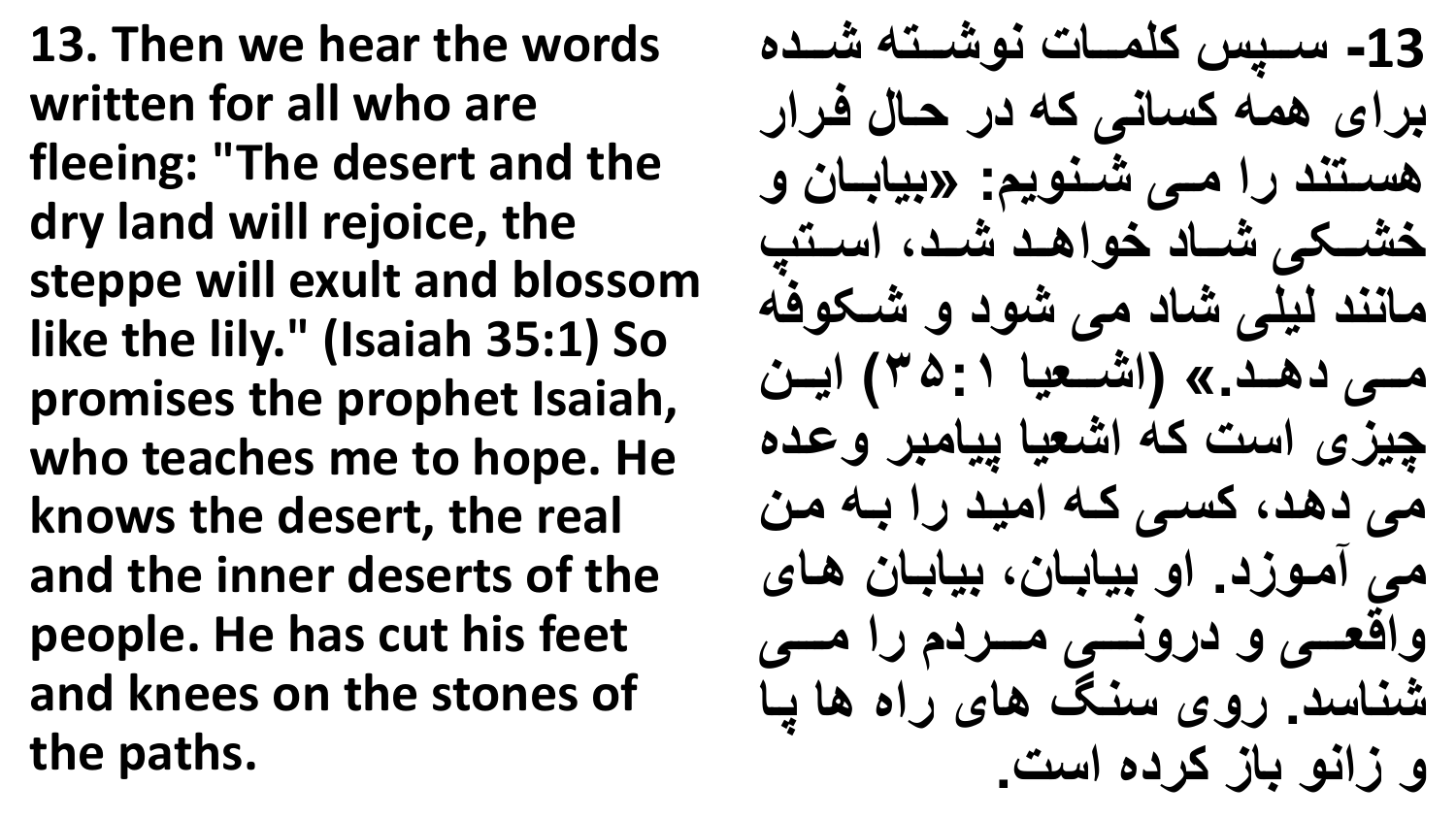**13. Then we hear the words written for all who are fleeing: "The desert and the dry land will rejoice, the steppe will exult and blossom like the lily." (Isaiah 35:1) So promises the prophet Isaiah, who teaches me to hope. He knows the desert, the real and the inner deserts of the people. He has cut his feet and knees on the stones of the paths.**

**13- سپس کلمات نوشته شده برای همه کسانی که در حال فرار هستند را می شنویم: «بیابان و خشکی شاد خواهد شد، استپ مانند لیلی شاد می شود و شکوفه می دهد.» (اشعیا ۳۵:۱) این چیزی است که اشعیا پیامبر وعده می دهد، کسی که امید را به من می آموزد. او بیابان، بیابان های واقعی و درونی مردم را می شناسد. روی سنگ های راه ها پا و زانو باز کرده است.**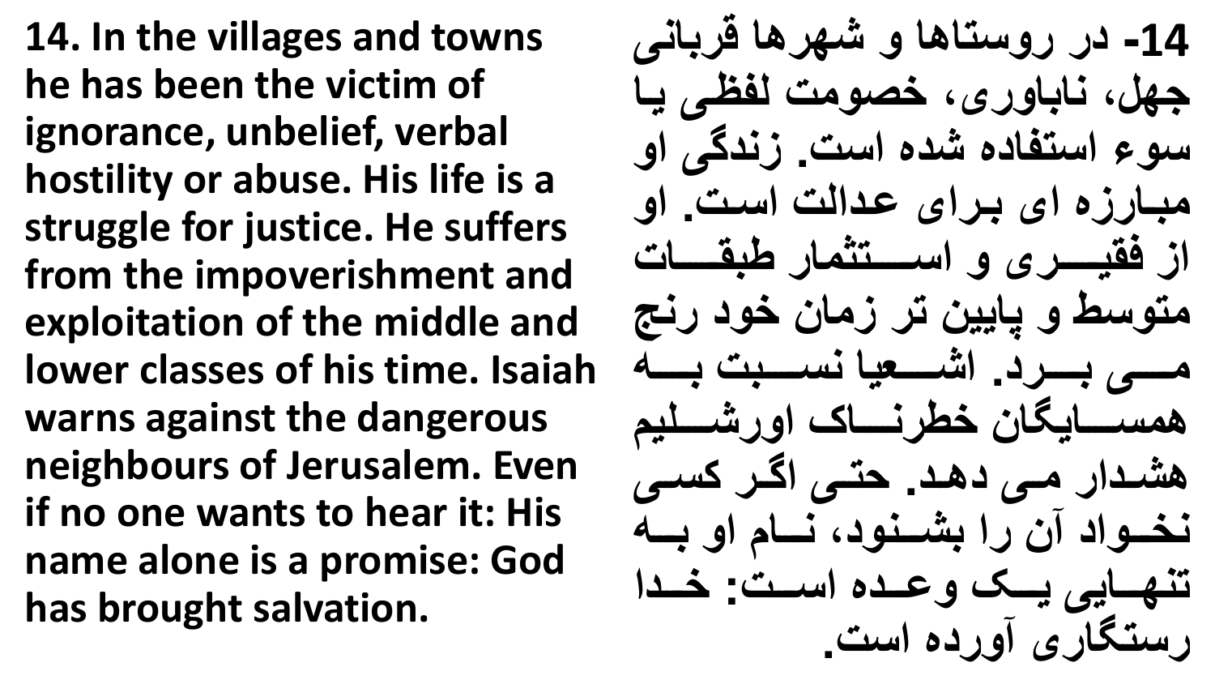**14. In the villages and towns he has been the victim of ignorance, unbelief, verbal hostility or abuse. His life is a struggle for justice. He suffers from the impoverishment and exploitation of the middle and lower classes of his time. Isaiah warns against the dangerous neighbours of Jerusalem. Even if no one wants to hear it: His name alone is a promise: God has brought salvation.**

**14- در روستاها و شهرها قربانی جهل، ناباوری، خصومت لفظی یا سوء استفاده شده است. زندگی او مبارزه ای برای عدالت است. او از فقیری و استثمار طبقات متوسط و پایین تر زمان خود رنج می برد. اشعیا نسبت به همسایگان خطرناک اورشلیم هشدار می دهد. حتی اگر کسی نخواد آن را بشنود، نام او به تنهایی یک وعده است: خدا رستگاری آورده است.**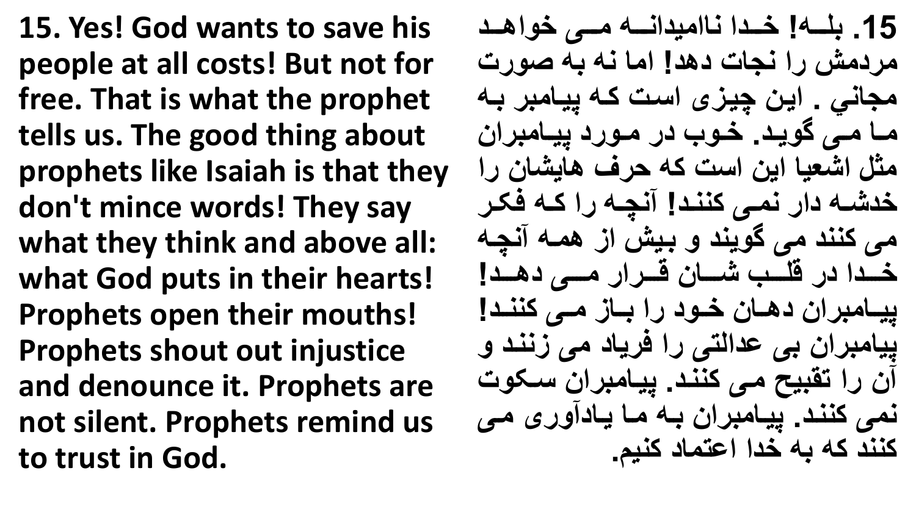**15. Yes! God wants to save his people at all costs! But not for free. That is what the prophet tells us. The good thing about prophets like Isaiah is that they don't mince words! They say what they think and above all: what God puts in their hearts! Prophets open their mouths! Prophets shout out injustice and denounce it. Prophets are not silent. Prophets remind us to trust in God.**

**15. بلـه! خـدا ناامیدانـه مـی خواهـد مردمش را نجات دهد! اما نه به صورت مجاني . این چیزی است کـه پیامبر بـه مـا مـی گویـد. خـوب در مـورد پیـامبران مثل اشعیا این است که حرف هایشان را خدشـه دار نمـی کننـد! آنچـه را کـه فکـر مـی کنند مـی گویند و بیش از همـه آنچـه خـدا در قلـب شـان قـرار مـی دهـد! پیـامبران دهـان خـود را بـاز مـی کننـد! پیامبران بـی عدالتـی را فریاد مـی زننـد و آن را تقبیح مـی کننـد. پیامبران سـکوت نمـی کننـد. پیامبران بـه مـا یـادآوری مـی کنند که به خدا اعتماد کنیم.**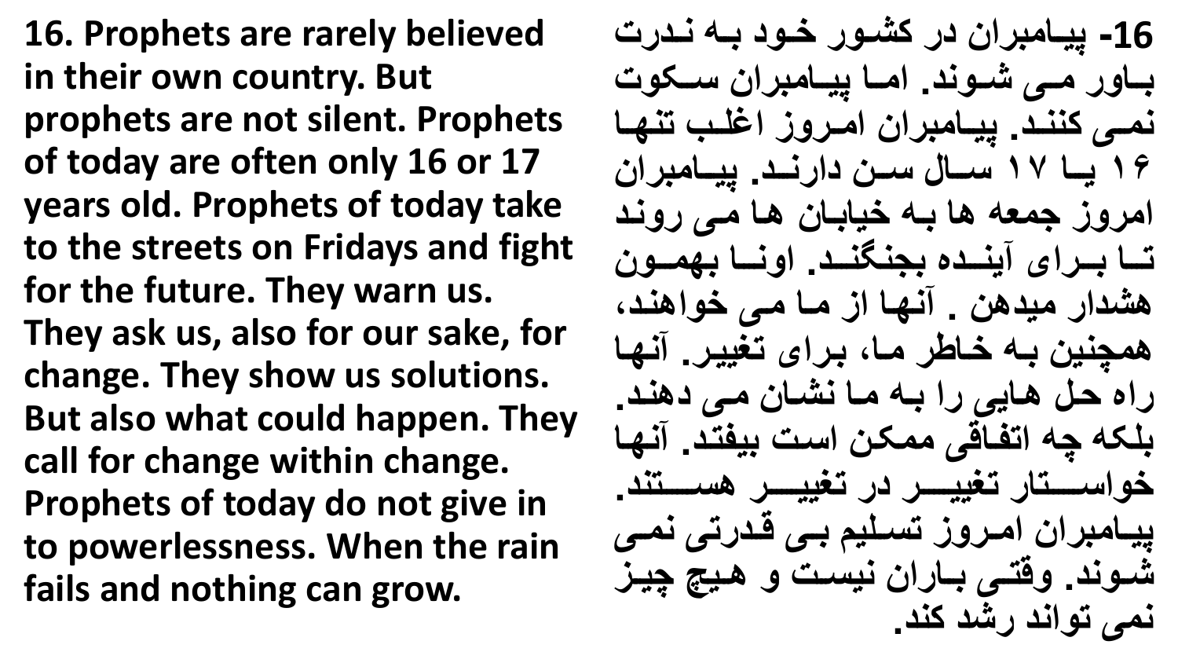**16. Prophets are rarely believed in their own country. But prophets are not silent. Prophets of today are often only 16 or 17 years old. Prophets of today take to the streets on Fridays and fight for the future. They warn us. They ask us, also for our sake, for change. They show us solutions. But also what could happen. They call for change within change. Prophets of today do not give in to powerlessness. When the rain fails and nothing can grow.**

**16- پیامبران در کشور خود به ندرت باور می شوند. اما پیامبران سکوت نمی کنند. پیامبران امروز اغلب تنها ۱۶ یا ۱۷ سال سن دارند. پیامبران امروز جمعه ها به خیابان ها می روند تا برای آینده بجنگند. اونا بهمون هشدار میدهن . آنها از ما می خواهند، همچنین به خاطر ما، برای تغییر. آنها راه حل هایی را به ما نشان می دهند. بلکه چه اتفاقی ممکن است بیفتد. آنها خواستار تغییر در تغییر هستند. پیامبران امروز تسلیم بی قدرتی نمی شوند. وقتی باران نیست و هیچ چیز نمی تواند رشد کند.**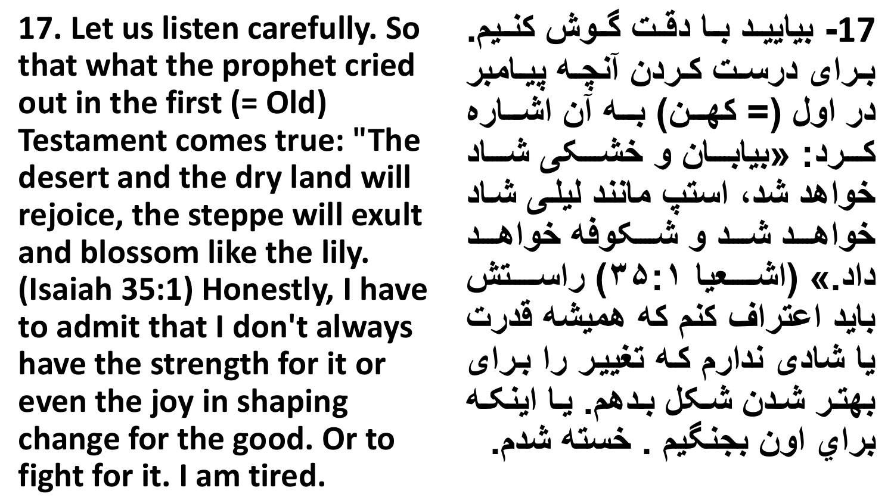**17. Let us listen carefully. So that what the prophet cried out in the first (= Old) Testament comes true: "The desert and the dry land will rejoice, the steppe will exult and blossom like the lily. (Isaiah 35:1) Honestly, I have to admit that I don't always have the strength for it or even the joy in shaping change for the good. Or to fight for it. I am tired.**

**17- بیایید با دقت گوش کنیم. برای درست کردن آنچه پیامبر در اول (= کهن) به آن اشاره کرد: «بیابان و خشکی شاد خواهد شد، استپ مانند لیلی شاد خواهد شد و شکوفه خواهد داد.» (اشعیا ۱:۳۵) راستش باید اعتراف کنم که همیشه قدرت یا شادی ندارم که تغییر را برای بهتر شدن شکل بدهم. یا اینکه براي اون بجنگیم . خسته شدم.**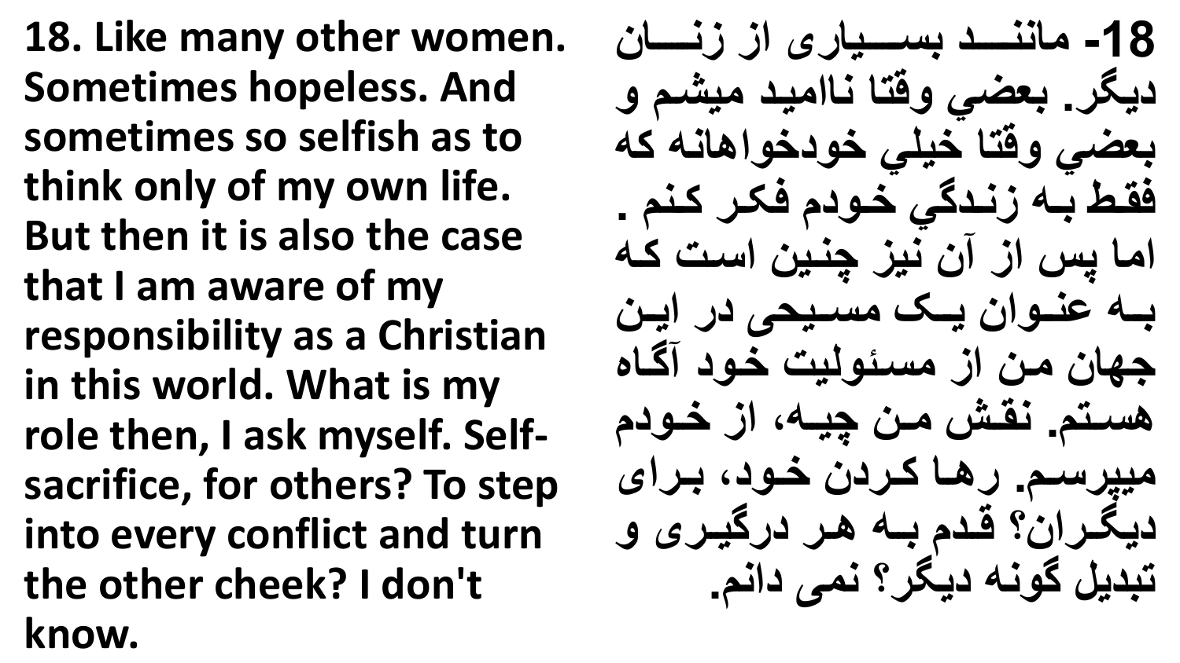18. Like many other women. Sometimes hopeless. And sometimes so selfish as to think only of my own life. But then it is also the case that I am aware of my responsibility as a Christian in this world. What is my role then, I ask myself. Self-sacrifice, for others? To step into every conflict and turn the other cheek? I don't know.

18- مانند بسیاری از زنان دیگر. بعضي وقتا ناامید میشم و بعضي وقتا خیلي خودخواهانه که فقط به زندگي خودم فکر کنم . اما پس از آن نیز چنین است که به عنوان یک مسیحی در این جهان من از مسئولیت خود آگاه هستم. نقش من چیه، از خودم میپرسم. رها کردن خود، برای دیگران؟ قدم به هر درگیری و تبدیل گونه دیگر؟ نمی دانم.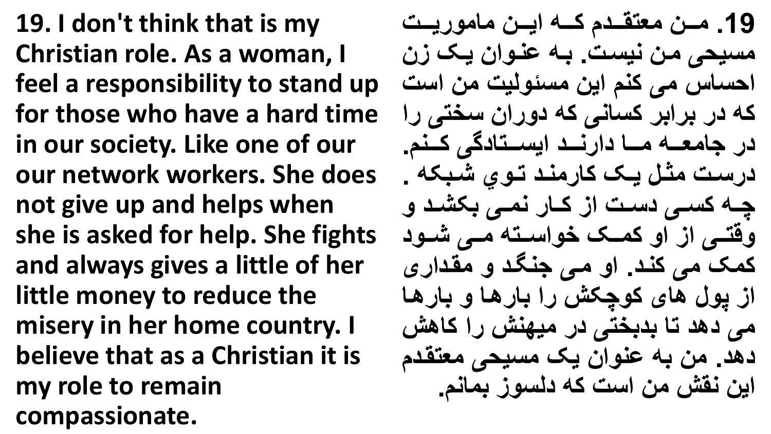**19. I don't think that is my Christian role. As a woman, I feel a responsibility to stand up for those who have a hard time in our society. Like one of our our network workers. She does not give up and helps when she is asked for help. She fights and always gives a little of her little money to reduce the misery in her home country. I believe that as a Christian it is my role to remain compassionate.**

**19. من معتقدم که این ماموریت مسیحی من نیست. به عنوان یک زن احساس می کنم این مسئولیت من است که در برابر کسانی که دوران سختی را در جامعه ما دارند ایستادگی کنم. درست مثل یک کارمند توي شبکه . چه کسی دست از کار نمی بکشد و وقتی از او کمک خواسته می شود کمک می کند. او می جنگد و مقداری از پول های کوچکش را بارها و بارها می دهد تا بدبختی در میهنش را کاهش دهد. من به عنوان یک مسیحی معتقدم این نقش من است که دلسوز بمانم.**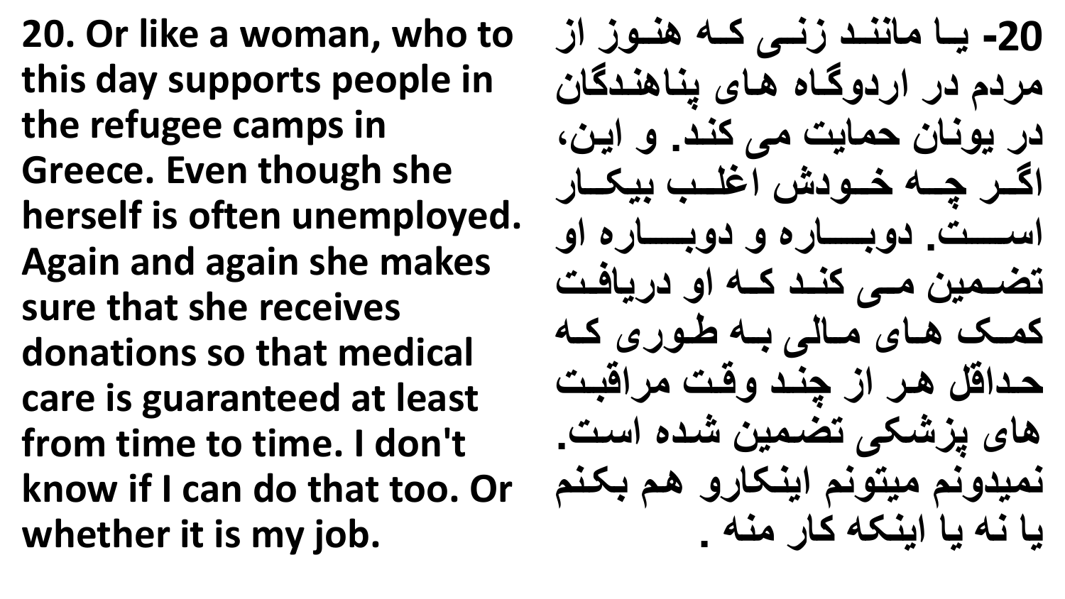**20. Or like a woman, who to this day supports people in the refugee camps in Greece. Even though she herself is often unemployed. Again and again she makes sure that she receives donations so that medical care is guaranteed at least from time to time. I don't know if I can do that too. Or whether it is my job.**

**20- یا مانند زنی که هنوز از مردم در اردوگاه های پناهندگان در یونان حمایت می کند. و این، اگر چه خودش اغلب بیکار است. دوباره و دوباره او تضمین می کند که او دریافت کمک های مالی به طوری که حداقل هر از چند وقت مراقبت های پزشکی تضمین شده است. نمیدونم میتونم اینکارو هم بکنم یا نه یا اینکه کار منه .**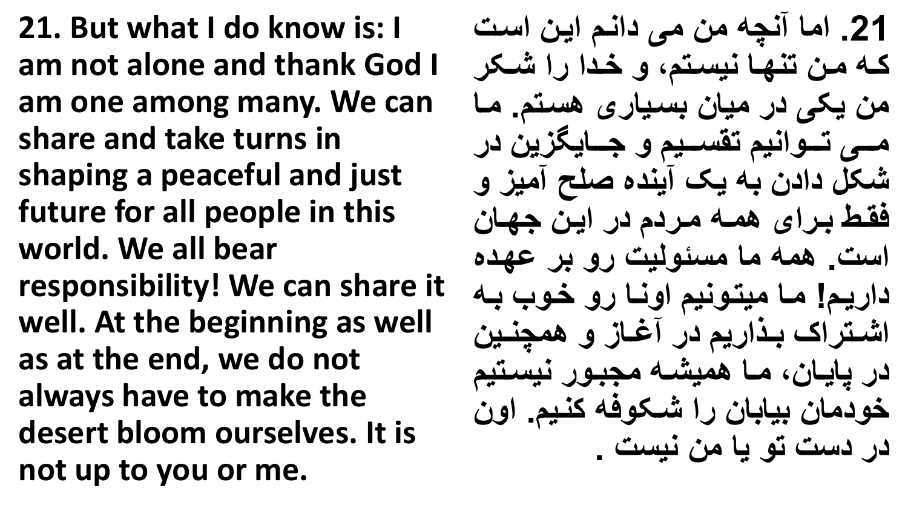**21. But what I do know is: I am not alone and thank God I am one among many. We can share and take turns in shaping a peaceful and just future for all people in this world. We all bear responsibility! We can share it well. At the beginning as well as at the end, we do not always have to make the desert bloom ourselves. It is not up to you or me.**

**21. اما آنچه من می دانم این است که من تنها نیستم، و خدا را شکر من یکی در میان بسیاری هستم. ما می توانیم تقسیم و جایگزین در شکل دادن به یک آینده صلح آمیز و فقط برای همه مردم در این جهان است. همه ما مسئولیت رو بر عهده داریم! ما میتونیم اونا رو خوب به اشتراک بذاریم در آغاز و همچنین در پایان، ما همیشه مجبور نیستیم خودمان بیابان را شکوفه کنیم. اون در دست تو یا من نیست .**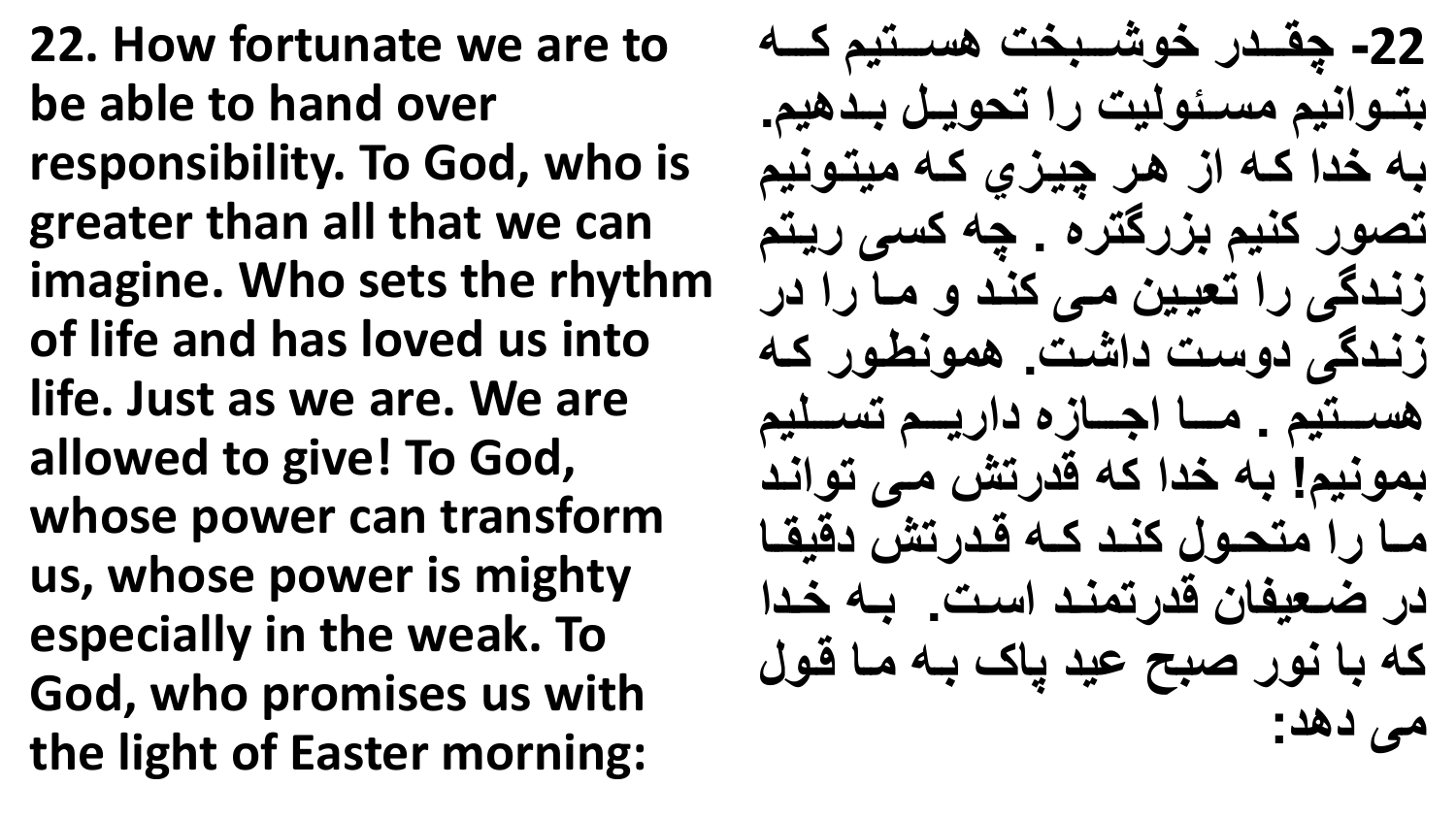**22. How fortunate we are to be able to hand over responsibility. To God, who is greater than all that we can imagine. Who sets the rhythm of life and has loved us into life. Just as we are. We are allowed to give! To God, whose power can transform us, whose power is mighty especially in the weak. To God, who promises us with the light of Easter morning:**

**22- چقدر خوشبخت هستیم که بتوانیم مسئولیت را تحویل بدهیم. به خدا که از هر چیزي که میتونیم تصور کنیم بزرگتره . چه کسی ریتم زندگی را تعیین می کند و ما را در زندگی دوست داشت. همونطور که هستیم . ما اجازه داریم تسلیم بمونیم! به خدا که قدرتش می تواند ما را متحول کند که قدرتش دقیقا در ضعیفان قدرتمند است. به خدا که با نور صبح عید پاک به ما قول می دهد:**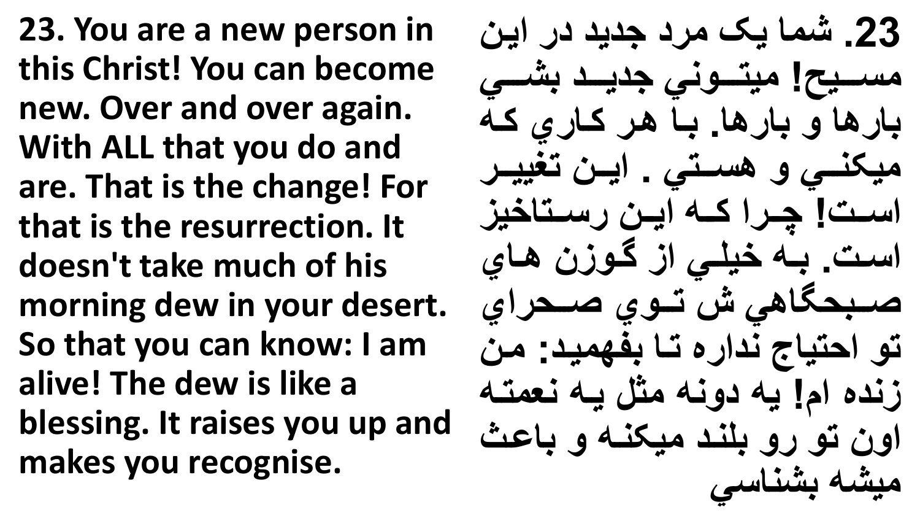**23. You are a new person in this Christ! You can become new. Over and over again. With ALL that you do and are. That is the change! For that is the resurrection. It doesn't take much of his morning dew in your desert. So that you can know: I am alive! The dew is like a blessing. It raises you up and makes you recognise.**

**23. شما یک مرد جدید در این مسـیح! میتـوني جدیـد بشـي بارها و بارها. بـا هر کـاري کـه میکنـي و هسـتي . ایـن تغییـر اسـت! چـرا کـه ایـن رسـتاخیز اسـت. بـه خیلـي از گوزن هـاي صـبحگاهي ش تـوي صـحراي تو احتیاج نداره تـا بفهمیـد: من زنده ام! یه دونـه مثل یـه نعمتـه اون تو رو بلنـد میکنـه و بـاعث میشه بشناسي**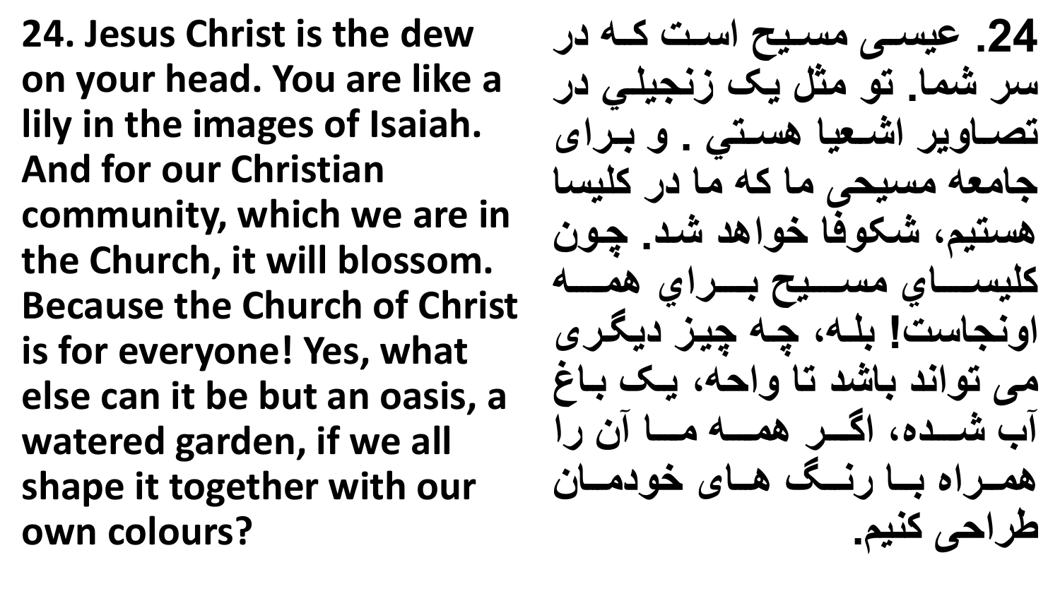**24. Jesus Christ is the dew on your head. You are like a lily in the images of Isaiah. And for our Christian community, which we are in the Church, it will blossom. Because the Church of Christ is for everyone! Yes, what else can it be but an oasis, a watered garden, if we all shape it together with our own colours?**

**24. عیسی مسیح است که در سر شما. تو مثل یک زنجیلي در تصاویر اشعیا هستي . و برای جامعه مسیحی ما که ما در کلیسا هستیم، شکوفا خواهد شد. چون کلیساي مسیح براي همه اونجاست! بله، چه چیز دیگری می تواند باشد تا واحه، یک باغ آب شده، اگر همه ما آن را همراه با رنگ های خودمان طراحی کنیم.**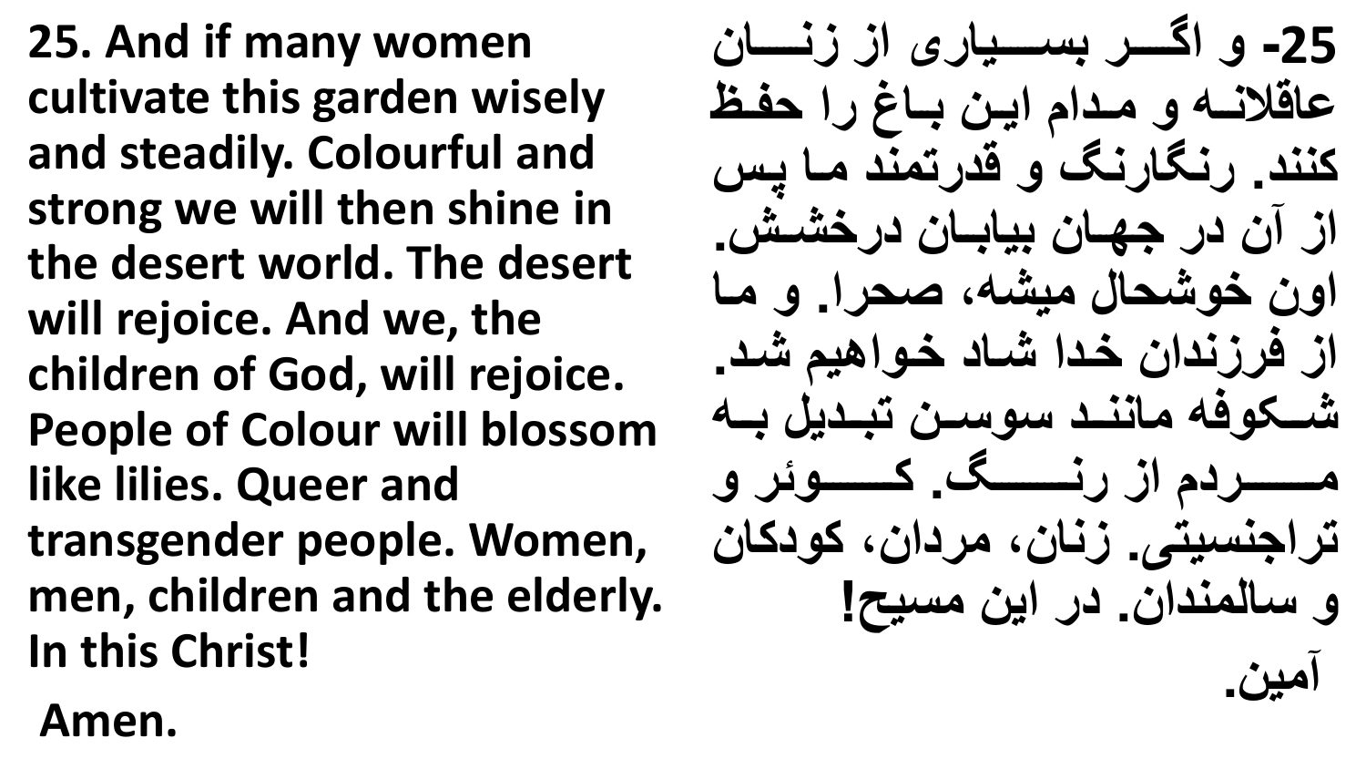**25. And if many women cultivate this garden wisely and steadily. Colourful and strong we will then shine in the desert world. The desert will rejoice. And we, the children of God, will rejoice. People of Colour will blossom like lilies. Queer and transgender people. Women, men, children and the elderly. In this Christ!**

**Amen.**

**25- و اگر بسیاری از زنان عاقلانه و مدام این باغ را حفظ کنند. رنگارنگ و قدرتمند ما پس از آن در جهان بیابان درخشش. اون خوشحال میشه، صحرا. و ما از فرزندان خدا شاد خواهیم شد. شکوفه مانند سوسن تبدیل به مردم از رنگ. کوئر و تراجنسیتی. زنان، مردان، کودکان و سالمندان. در این مسیح!**

**آمین.**